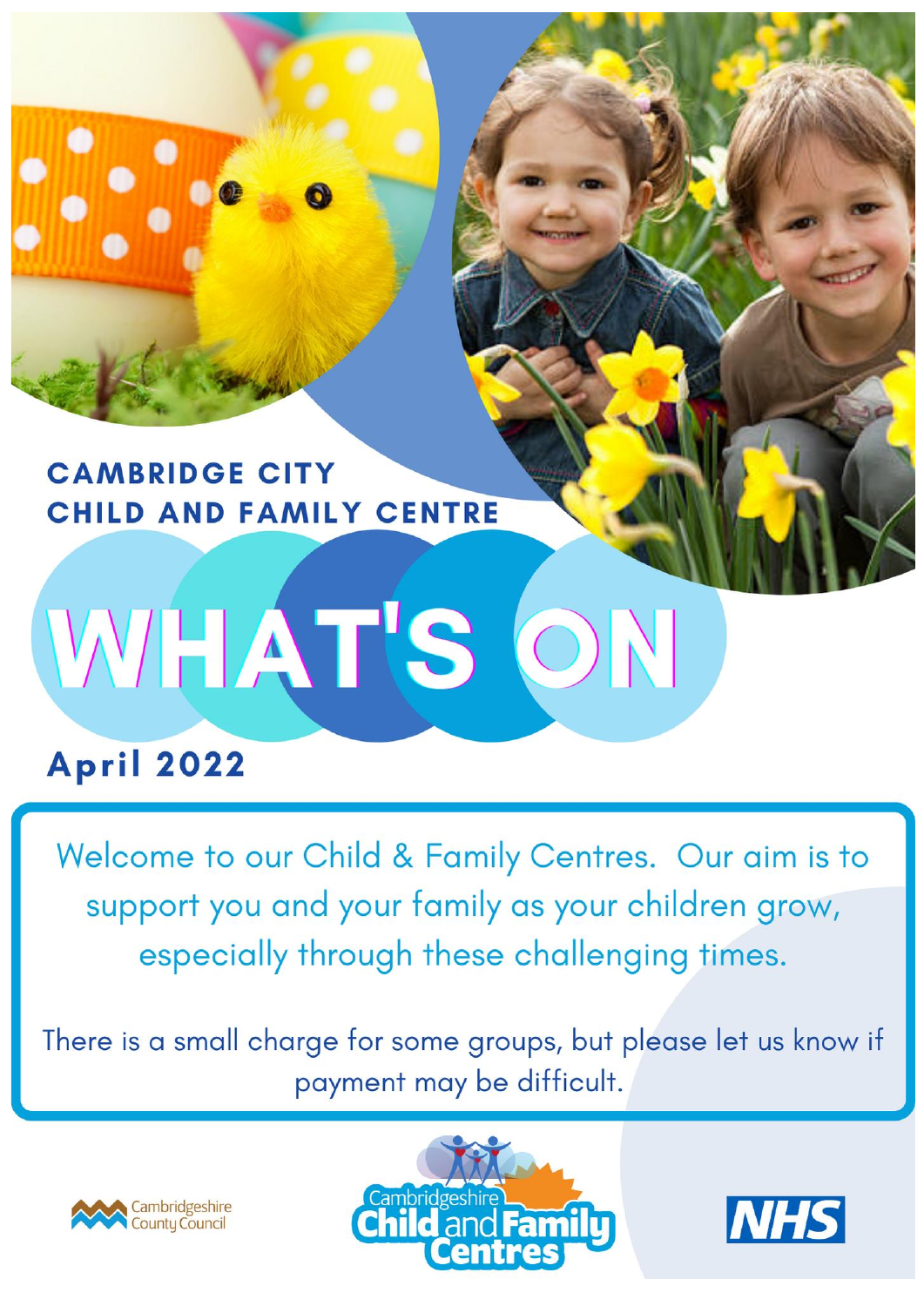# CAMBRIDGE CITY CHILD AND FAMILY CENTRE

# WHAT'S ON

## April 2022

Welcome to our Child & Family Centres. Our aim is to support you and your family as your children grow, especially through these challenging times.

There is a small charge for some groups, but please let us know if payment may be difficult.

Cambridgeshire County Council

Cambridgeshire Child and Family Centres

NHS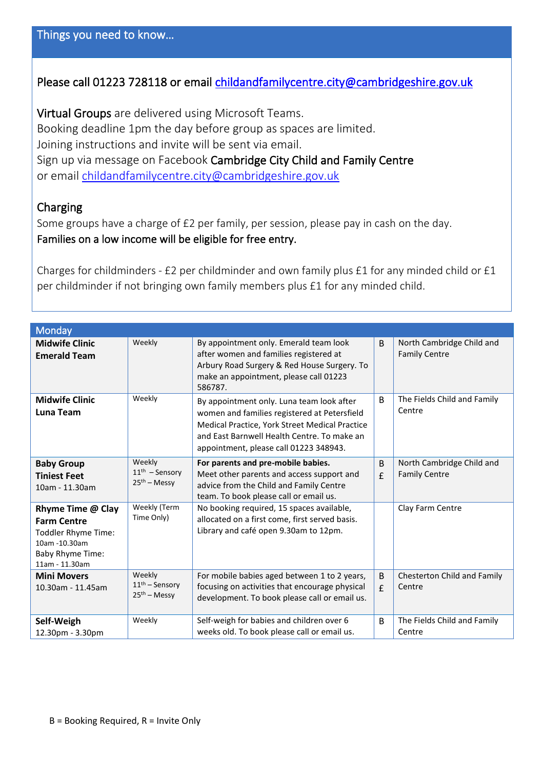## Things you need to know…

Please call 01223 728118 or email childandfamilycentre.city@cambridgeshire.gov.uk

Virtual Groups are delivered using Microsoft Teams.
Booking deadline 1pm the day before group as spaces are limited.
Joining instructions and invite will be sent via email.
Sign up via message on Facebook **Cambridge City Child and Family Centre**
or email childandfamilycentre.city@cambridgeshire.gov.uk

### Charging

Some groups have a charge of £2 per family, per session, please pay in cash on the day.
**Families on a low income will be eligible for free entry.**

Charges for childminders - £2 per childminder and own family plus £1 for any minded child or £1 per childminder if not bringing own family members plus £1 for any minded child.

| Monday | | | | |
|---|---|---|---|---|
| **Midwife Clinic Emerald Team** | Weekly | By appointment only. Emerald team look after women and families registered at Arbury Road Surgery & Red House Surgery. To make an appointment, please call 01223 586787. | B | North Cambridge Child and Family Centre |
| **Midwife Clinic Luna Team** | Weekly | By appointment only. Luna team look after women and families registered at Petersfield Medical Practice, York Street Medical Practice and East Barnwell Health Centre. To make an appointment, please call 01223 348943. | B | The Fields Child and Family Centre |
| **Baby Group Tiniest Feet** 10am - 11.30am | Weekly 11th – Sensory 25th – Messy | **For parents and pre-mobile babies.** Meet other parents and access support and advice from the Child and Family Centre team. To book please call or email us. | B £ | North Cambridge Child and Family Centre |
| **Rhyme Time @ Clay Farm Centre** Toddler Rhyme Time: 10am -10.30am Baby Rhyme Time: 11am - 11.30am | Weekly (Term Time Only) | No booking required, 15 spaces available, allocated on a first come, first served basis. Library and café open 9.30am to 12pm. | | Clay Farm Centre |
| **Mini Movers** 10.30am - 11.45am | Weekly 11th – Sensory 25th – Messy | For mobile babies aged between 1 to 2 years, focusing on activities that encourage physical development. To book please call or email us. | B £ | Chesterton Child and Family Centre |
| **Self-Weigh** 12.30pm - 3.30pm | Weekly | Self-weigh for babies and children over 6 weeks old. To book please call or email us. | B | The Fields Child and Family Centre |

B = Booking Required, R = Invite Only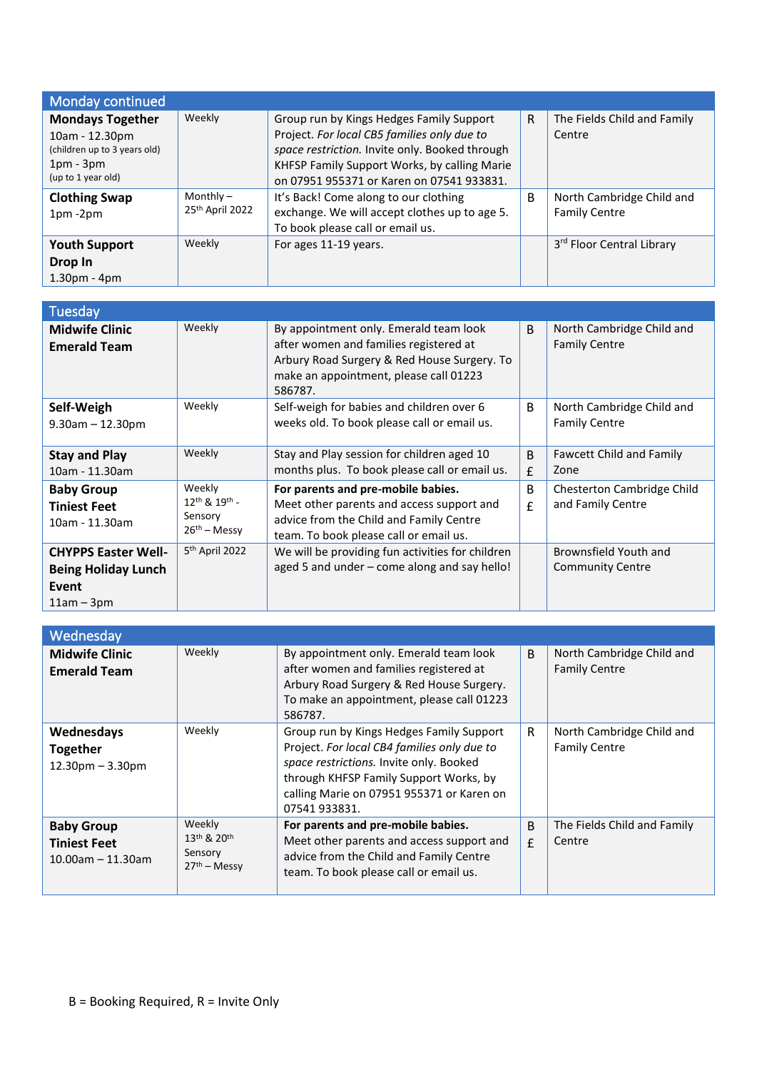## Monday continued

| | | | | |
|---|---|---|---|---|
| **Mondays Together**<br>10am - 12.30pm<br>(children up to 3 years old)<br>1pm - 3pm<br>(up to 1 year old) | Weekly | Group run by Kings Hedges Family Support Project. *For local CB5 families only due to space restriction.* Invite only. Booked through KHFSP Family Support Works, by calling Marie on 07951 955371 or Karen on 07541 933831. | R | The Fields Child and Family Centre |
| **Clothing Swap**<br>1pm -2pm | Monthly – 25th April 2022 | It's Back! Come along to our clothing exchange. We will accept clothes up to age 5. To book please call or email us. | B | North Cambridge Child and Family Centre |
| **Youth Support Drop In**<br>1.30pm - 4pm | Weekly | For ages 11-19 years. | | 3rd Floor Central Library |

## Tuesday

| | | | | |
|---|---|---|---|---|
| **Midwife Clinic Emerald Team** | Weekly | By appointment only. Emerald team look after women and families registered at Arbury Road Surgery & Red House Surgery. To make an appointment, please call 01223 586787. | B | North Cambridge Child and Family Centre |
| **Self-Weigh**<br>9.30am – 12.30pm | Weekly | Self-weigh for babies and children over 6 weeks old. To book please call or email us. | B | North Cambridge Child and Family Centre |
| **Stay and Play**<br>10am - 11.30am | Weekly | Stay and Play session for children aged 10 months plus. To book please call or email us. | B £ | Fawcett Child and Family Zone |
| **Baby Group Tiniest Feet**<br>10am - 11.30am | Weekly<br>12th & 19th - Sensory<br>26th – Messy | **For parents and pre-mobile babies.** Meet other parents and access support and advice from the Child and Family Centre team. To book please call or email us. | B £ | Chesterton Cambridge Child and Family Centre |
| **CHYPPS Easter Well-Being Holiday Lunch Event**<br>11am – 3pm | 5th April 2022 | We will be providing fun activities for children aged 5 and under – come along and say hello! | | Brownsfield Youth and Community Centre |

## Wednesday

| | | | | |
|---|---|---|---|---|
| **Midwife Clinic Emerald Team** | Weekly | By appointment only. Emerald team look after women and families registered at Arbury Road Surgery & Red House Surgery. To make an appointment, please call 01223 586787. | B | North Cambridge Child and Family Centre |
| **Wednesdays Together**<br>12.30pm – 3.30pm | Weekly | Group run by Kings Hedges Family Support Project. *For local CB4 families only due to space restrictions.* Invite only. Booked through KHFSP Family Support Works, by calling Marie on 07951 955371 or Karen on 07541 933831. | R | North Cambridge Child and Family Centre |
| **Baby Group Tiniest Feet**<br>10.00am – 11.30am | Weekly<br>13th & 20th Sensory<br>27th – Messy | **For parents and pre-mobile babies.** Meet other parents and access support and advice from the Child and Family Centre team. To book please call or email us. | B £ | The Fields Child and Family Centre |

B = Booking Required, R = Invite Only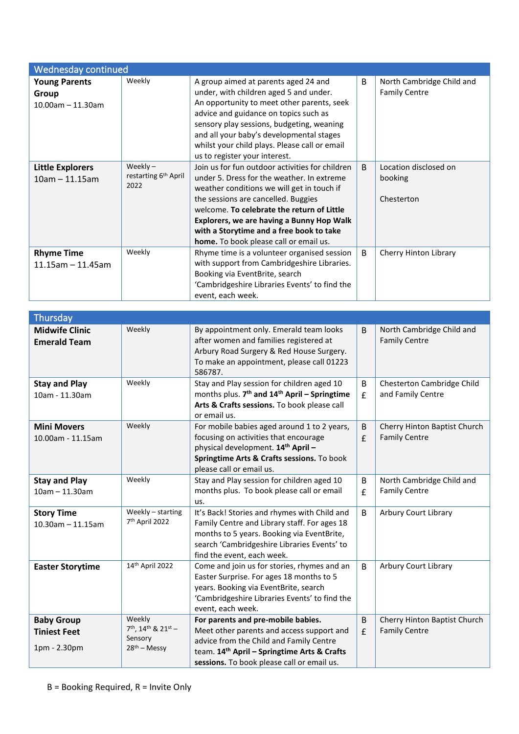| Wednesday continued | | | | |
|---|---|---|---|---|
| **Young Parents Group** 10.00am – 11.30am | Weekly | A group aimed at parents aged 24 and under, with children aged 5 and under. An opportunity to meet other parents, seek advice and guidance on topics such as sensory play sessions, budgeting, weaning and all your baby's developmental stages whilst your child plays. Please call or email us to register your interest. | B | North Cambridge Child and Family Centre |
| **Little Explorers** 10am – 11.15am | Weekly – restarting 6th April 2022 | Join us for fun outdoor activities for children under 5. Dress for the weather. In extreme weather conditions we will get in touch if the sessions are cancelled. Buggies welcome. **To celebrate the return of Little Explorers, we are having a Bunny Hop Walk with a Storytime and a free book to take home.** To book please call or email us. | B | Location disclosed on booking<br><br>Chesterton |
| **Rhyme Time** 11.15am – 11.45am | Weekly | Rhyme time is a volunteer organised session with support from Cambridgeshire Libraries. Booking via EventBrite, search 'Cambridgeshire Libraries Events' to find the event, each week. | B | Cherry Hinton Library |

| Thursday | | | | |
|---|---|---|---|---|
| **Midwife Clinic Emerald Team** | Weekly | By appointment only. Emerald team looks after women and families registered at Arbury Road Surgery & Red House Surgery. To make an appointment, please call 01223 586787. | B | North Cambridge Child and Family Centre |
| **Stay and Play** 10am - 11.30am | Weekly | Stay and Play session for children aged 10 months plus. **7th and 14th April – Springtime Arts & Crafts sessions.** To book please call or email us. | B<br>£ | Chesterton Cambridge Child and Family Centre |
| **Mini Movers** 10.00am - 11.15am | Weekly | For mobile babies aged around 1 to 2 years, focusing on activities that encourage physical development. **14th April – Springtime Arts & Crafts sessions.** To book please call or email us. | B<br>£ | Cherry Hinton Baptist Church Family Centre |
| **Stay and Play** 10am – 11.30am | Weekly | Stay and Play session for children aged 10 months plus. To book please call or email us. | B<br>£ | North Cambridge Child and Family Centre |
| **Story Time** 10.30am – 11.15am | Weekly – starting 7th April 2022 | It's Back! Stories and rhymes with Child and Family Centre and Library staff. For ages 18 months to 5 years. Booking via EventBrite, search 'Cambridgeshire Libraries Events' to find the event, each week. | B | Arbury Court Library |
| **Easter Storytime** | 14th April 2022 | Come and join us for stories, rhymes and an Easter Surprise. For ages 18 months to 5 years. Booking via EventBrite, search 'Cambridgeshire Libraries Events' to find the event, each week. | B | Arbury Court Library |
| **Baby Group Tiniest Feet** 1pm - 2.30pm | Weekly<br>7th, 14th & 21st – Sensory<br>28th – Messy | **For parents and pre-mobile babies.** Meet other parents and access support and advice from the Child and Family Centre team. **14th April – Springtime Arts & Crafts sessions.** To book please call or email us. | B<br>£ | Cherry Hinton Baptist Church Family Centre |

B = Booking Required, R = Invite Only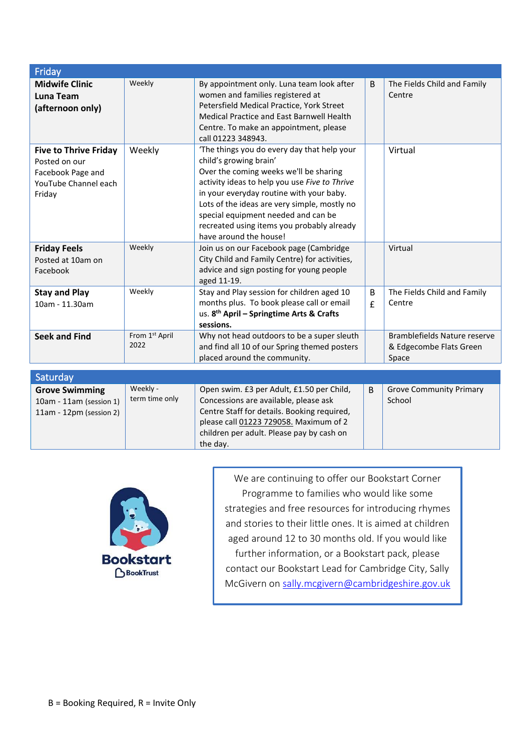| Friday | | | | |
|---|---|---|---|---|
| **Midwife Clinic Luna Team (afternoon only)** | Weekly | By appointment only. Luna team look after women and families registered at Petersfield Medical Practice, York Street Medical Practice and East Barnwell Health Centre. To make an appointment, please call 01223 348943. | B | The Fields Child and Family Centre |
| **Five to Thrive Friday** Posted on our Facebook Page and YouTube Channel each Friday | Weekly | 'The things you do every day that help your child's growing brain' Over the coming weeks we'll be sharing activity ideas to help you use *Five to Thrive* in your everyday routine with your baby. Lots of the ideas are very simple, mostly no special equipment needed and can be recreated using items you probably already have around the house! | | Virtual |
| **Friday Feels** Posted at 10am on Facebook | Weekly | Join us on our Facebook page (Cambridge City Child and Family Centre) for activities, advice and sign posting for young people aged 11-19. | | Virtual |
| **Stay and Play** 10am - 11.30am | Weekly | Stay and Play session for children aged 10 months plus. To book please call or email us. **8th April – Springtime Arts & Crafts sessions.** | B £ | The Fields Child and Family Centre |
| **Seek and Find** | From 1st April 2022 | Why not head outdoors to be a super sleuth and find all 10 of our Spring themed posters placed around the community. | | Bramblefields Nature reserve & Edgecombe Flats Green Space |

| Saturday | | | | |
|---|---|---|---|---|
| **Grove Swimming** 10am - 11am (session 1) 11am - 12pm (session 2) | Weekly - term time only | Open swim. £3 per Adult, £1.50 per Child, Concessions are available, please ask Centre Staff for details. Booking required, please call 01223 729058. Maximum of 2 children per adult. Please pay by cash on the day. | B | Grove Community Primary School |

Bookstart BookTrust

We are continuing to offer our Bookstart Corner Programme to families who would like some strategies and free resources for introducing rhymes and stories to their little ones. It is aimed at children aged around 12 to 30 months old. If you would like further information, or a Bookstart pack, please contact our Bookstart Lead for Cambridge City, Sally McGivern on sally.mcgivern@cambridgeshire.gov.uk

B = Booking Required, R = Invite Only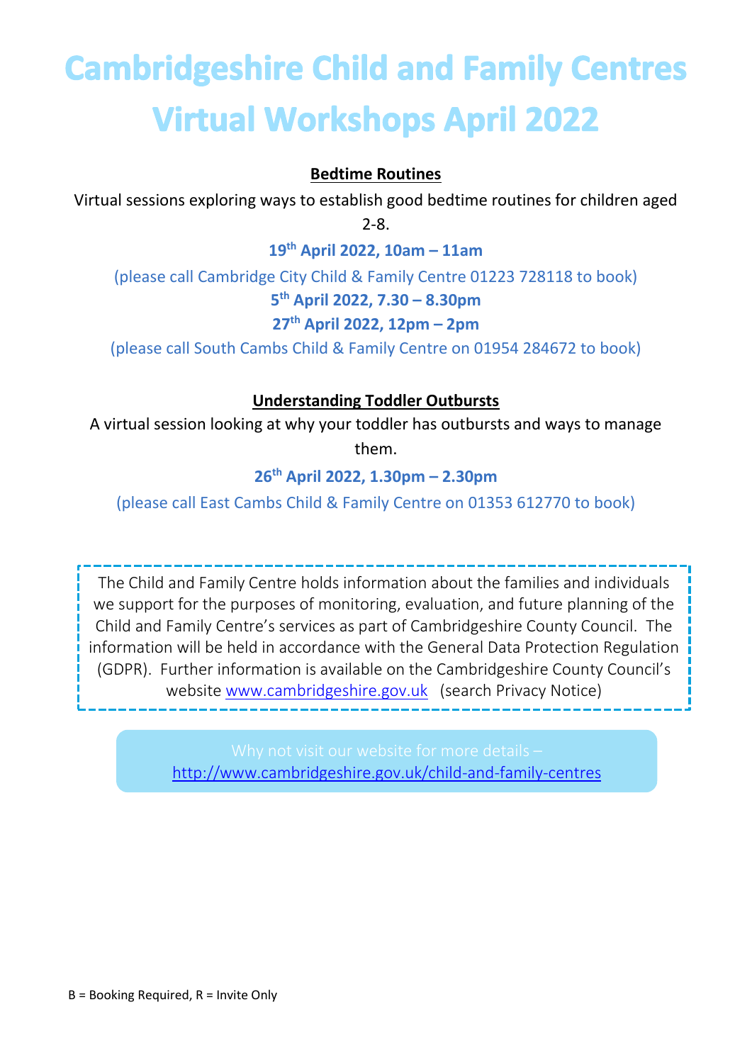# Cambridgeshire Child and Family Centres Virtual Workshops April 2022

**Bedtime Routines**

Virtual sessions exploring ways to establish good bedtime routines for children aged 2-8.

**19th April 2022, 10am – 11am**

(please call Cambridge City Child & Family Centre 01223 728118 to book)

**5th April 2022, 7.30 – 8.30pm**

**27th April 2022, 12pm – 2pm**

(please call South Cambs Child & Family Centre on 01954 284672 to book)

**Understanding Toddler Outbursts**

A virtual session looking at why your toddler has outbursts and ways to manage them.

**26th April 2022, 1.30pm – 2.30pm**

(please call East Cambs Child & Family Centre on 01353 612770 to book)

The Child and Family Centre holds information about the families and individuals we support for the purposes of monitoring, evaluation, and future planning of the Child and Family Centre's services as part of Cambridgeshire County Council. The information will be held in accordance with the General Data Protection Regulation (GDPR). Further information is available on the Cambridgeshire County Council's website www.cambridgeshire.gov.uk (search Privacy Notice)

Why not visit our website for more details – http://www.cambridgeshire.gov.uk/child-and-family-centres

B = Booking Required, R = Invite Only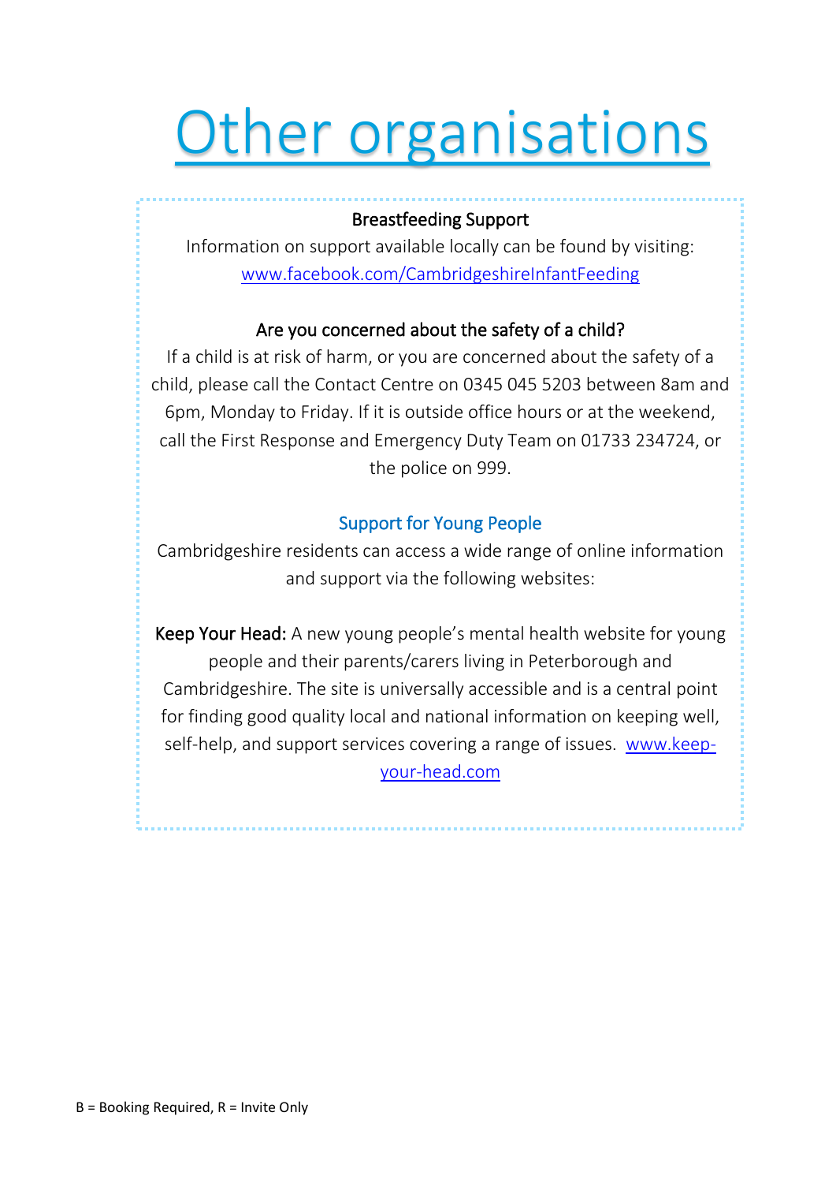# Other organisations

**Breastfeeding Support**

Information on support available locally can be found by visiting: [www.facebook.com/CambridgeshireInfantFeeding](http://www.facebook.com/CambridgeshireInfantFeeding)

**Are you concerned about the safety of a child?**

If a child is at risk of harm, or you are concerned about the safety of a child, please call the Contact Centre on 0345 045 5203 between 8am and 6pm, Monday to Friday. If it is outside office hours or at the weekend, call the First Response and Emergency Duty Team on 01733 234724, or the police on 999.

**Support for Young People**

Cambridgeshire residents can access a wide range of online information and support via the following websites:

**Keep Your Head:** A new young people's mental health website for young people and their parents/carers living in Peterborough and Cambridgeshire. The site is universally accessible and is a central point for finding good quality local and national information on keeping well, self-help, and support services covering a range of issues. [www.keep-your-head.com](http://www.keep-your-head.com)

B = Booking Required, R = Invite Only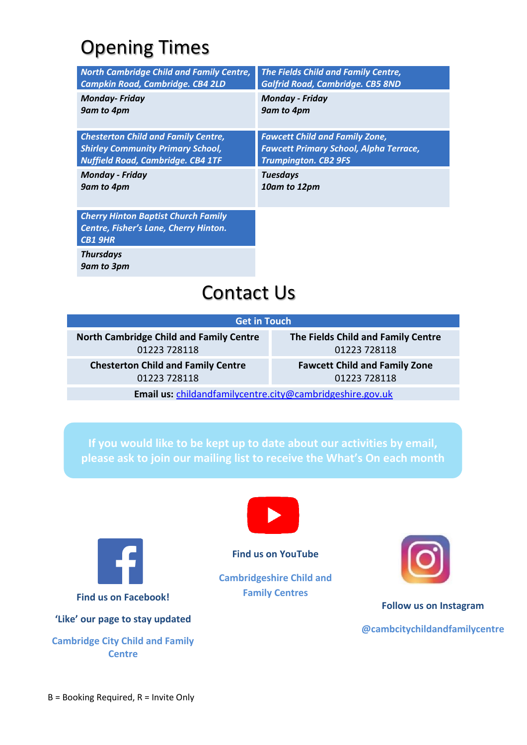# Opening Times

| | |
|---|---|
| ***North Cambridge Child and Family Centre, Campkin Road, Cambridge. CB4 2LD*** | ***The Fields Child and Family Centre, Galfrid Road, Cambridge. CB5 8ND*** |
| ***Monday- Friday 9am to 4pm*** | ***Monday - Friday 9am to 4pm*** |
| ***Chesterton Child and Family Centre, Shirley Community Primary School, Nuffield Road, Cambridge. CB4 1TF*** | ***Fawcett Child and Family Zone, Fawcett Primary School, Alpha Terrace, Trumpington. CB2 9FS*** |
| ***Monday - Friday 9am to 4pm*** | ***Tuesdays 10am to 12pm*** |
| ***Cherry Hinton Baptist Church Family Centre, Fisher's Lane, Cherry Hinton. CB1 9HR*** | |
| ***Thursdays 9am to 3pm*** | |

# Contact Us

| Get in Touch | |
|---|---|
| **North Cambridge Child and Family Centre** 01223 728118 | **The Fields Child and Family Centre** 01223 728118 |
| **Chesterton Child and Family Centre** 01223 728118 | **Fawcett Child and Family Zone** 01223 728118 |
| **Email us:** childandfamilycentre.city@cambridgeshire.gov.uk | |

**If you would like to be kept up to date about our activities by email, please ask to join our mailing list to receive the What's On each month**

**Find us on Facebook!**

**'Like' our page to stay updated**

**Cambridge City Child and Family Centre**

**Find us on YouTube**

**Cambridgeshire Child and Family Centres**

**Follow us on Instagram**

**@cambcitychildandfamilycentre**

B = Booking Required, R = Invite Only